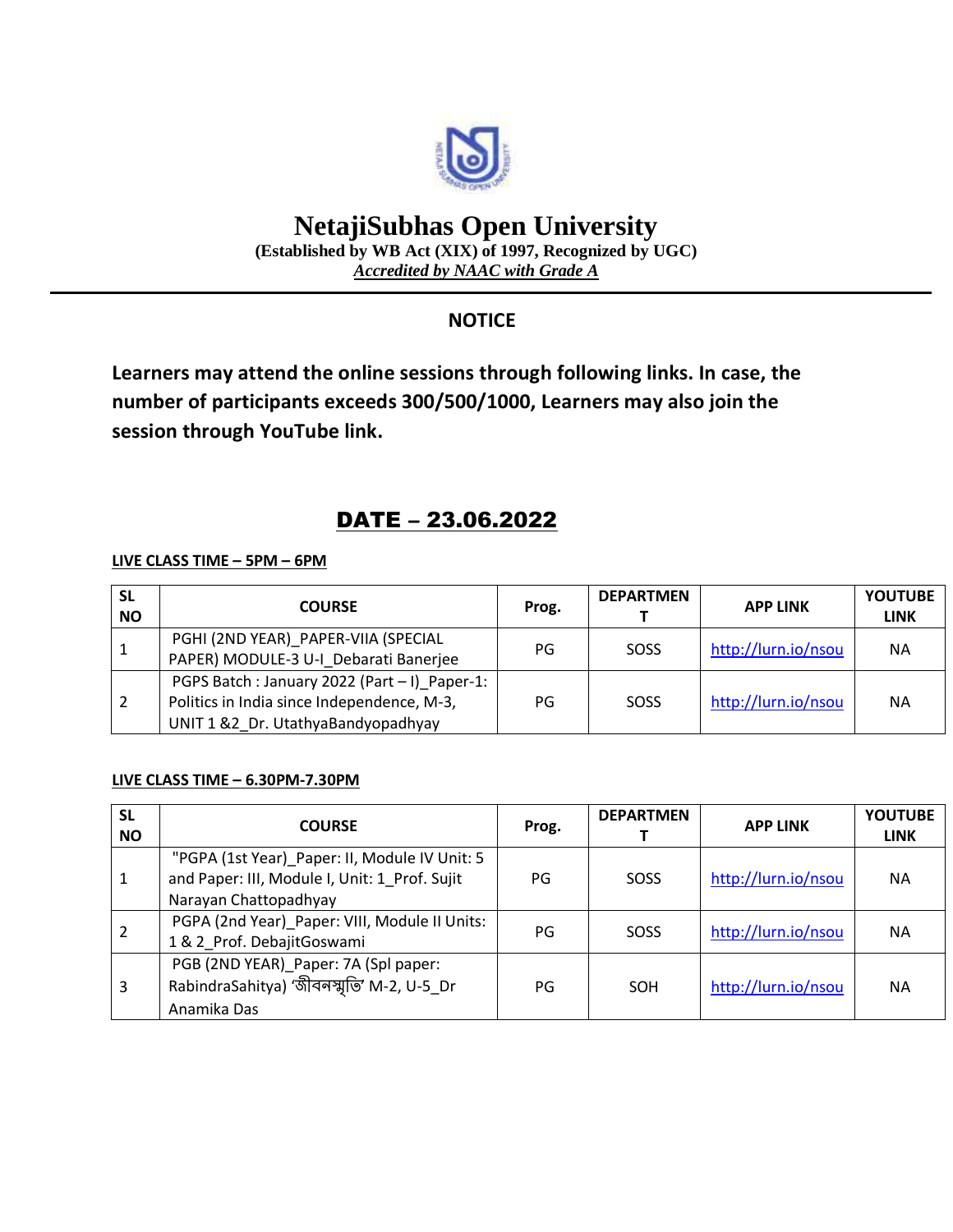# NetajiSubhas Open University

**(Established by WB Act (XIX) of 1997, Recognized by UGC)**

***Accredited by NAAC with Grade A***

## NOTICE

**Learners may attend the online sessions through following links. In case, the number of participants exceeds 300/500/1000, Learners may also join the session through YouTube link.**

## DATE – 23.06.2022

**LIVE CLASS TIME – 5PM – 6PM**

| SL NO | COURSE | Prog. | DEPARTMENT | APP LINK | YOUTUBE LINK |
|---|---|---|---|---|---|
| 1 | PGHI (2ND YEAR)_PAPER-VIIA (SPECIAL PAPER) MODULE-3 U-I_Debarati Banerjee | PG | SOSS | http://lurn.io/nsou | NA |
| 2 | PGPS Batch : January 2022 (Part – I)_Paper-1: Politics in India since Independence, M-3, UNIT 1 &2_Dr. UtathyaBandyopadhyay | PG | SOSS | http://lurn.io/nsou | NA |

**LIVE CLASS TIME – 6.30PM-7.30PM**

| SL NO | COURSE | Prog. | DEPARTMENT | APP LINK | YOUTUBE LINK |
|---|---|---|---|---|---|
| 1 | "PGPA (1st Year)_Paper: II, Module IV Unit: 5 and Paper: III, Module I, Unit: 1_Prof. Sujit Narayan Chattopadhyay | PG | SOSS | http://lurn.io/nsou | NA |
| 2 | PGPA (2nd Year)_Paper: VIII, Module II Units: 1 & 2_Prof. DebajitGoswami | PG | SOSS | http://lurn.io/nsou | NA |
| 3 | PGB (2ND YEAR)_Paper: 7A (Spl paper: RabindraSahitya) 'জীবনস্মৃতি' M-2, U-5_Dr Anamika Das | PG | SOH | http://lurn.io/nsou | NA |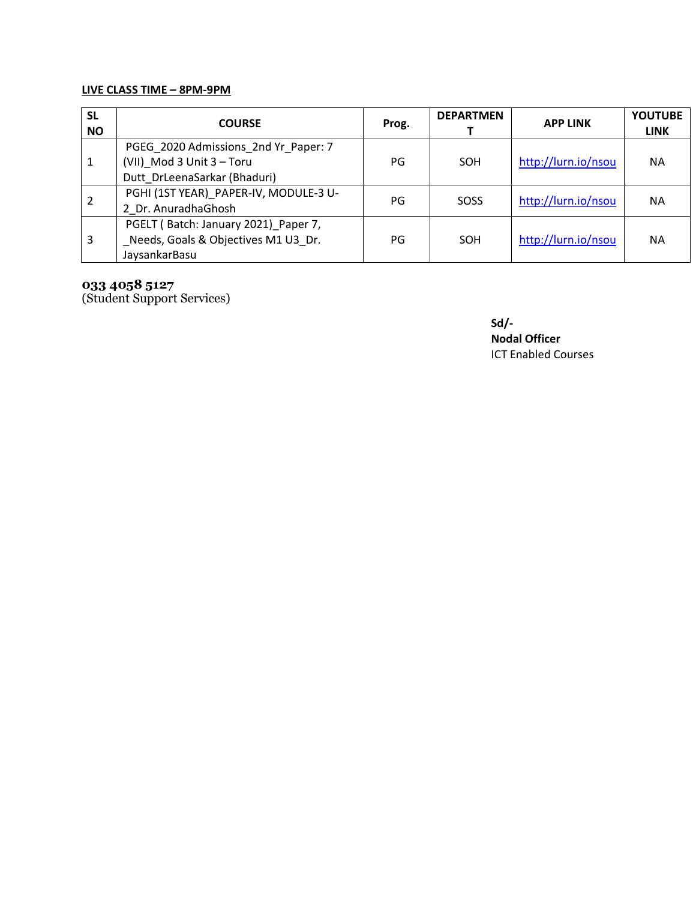**LIVE CLASS TIME – 8PM-9PM**

| SL NO | COURSE | Prog. | DEPARTMENT | APP LINK | YOUTUBE LINK |
|---|---|---|---|---|---|
| 1 | PGEG_2020 Admissions_2nd Yr_Paper: 7 (VII)_Mod 3 Unit 3 – Toru Dutt_DrLeenaSarkar (Bhaduri) | PG | SOH | http://lurn.io/nsou | NA |
| 2 | PGHI (1ST YEAR)_PAPER-IV, MODULE-3 U-2_Dr. AnuradhaGhosh | PG | SOSS | http://lurn.io/nsou | NA |
| 3 | PGELT ( Batch: January 2021)_Paper 7, _Needs, Goals & Objectives M1 U3_Dr. JaysankarBasu | PG | SOH | http://lurn.io/nsou | NA |

**033 4058 5127**
(Student Support Services)

**Sd/-**
**Nodal Officer**
ICT Enabled Courses